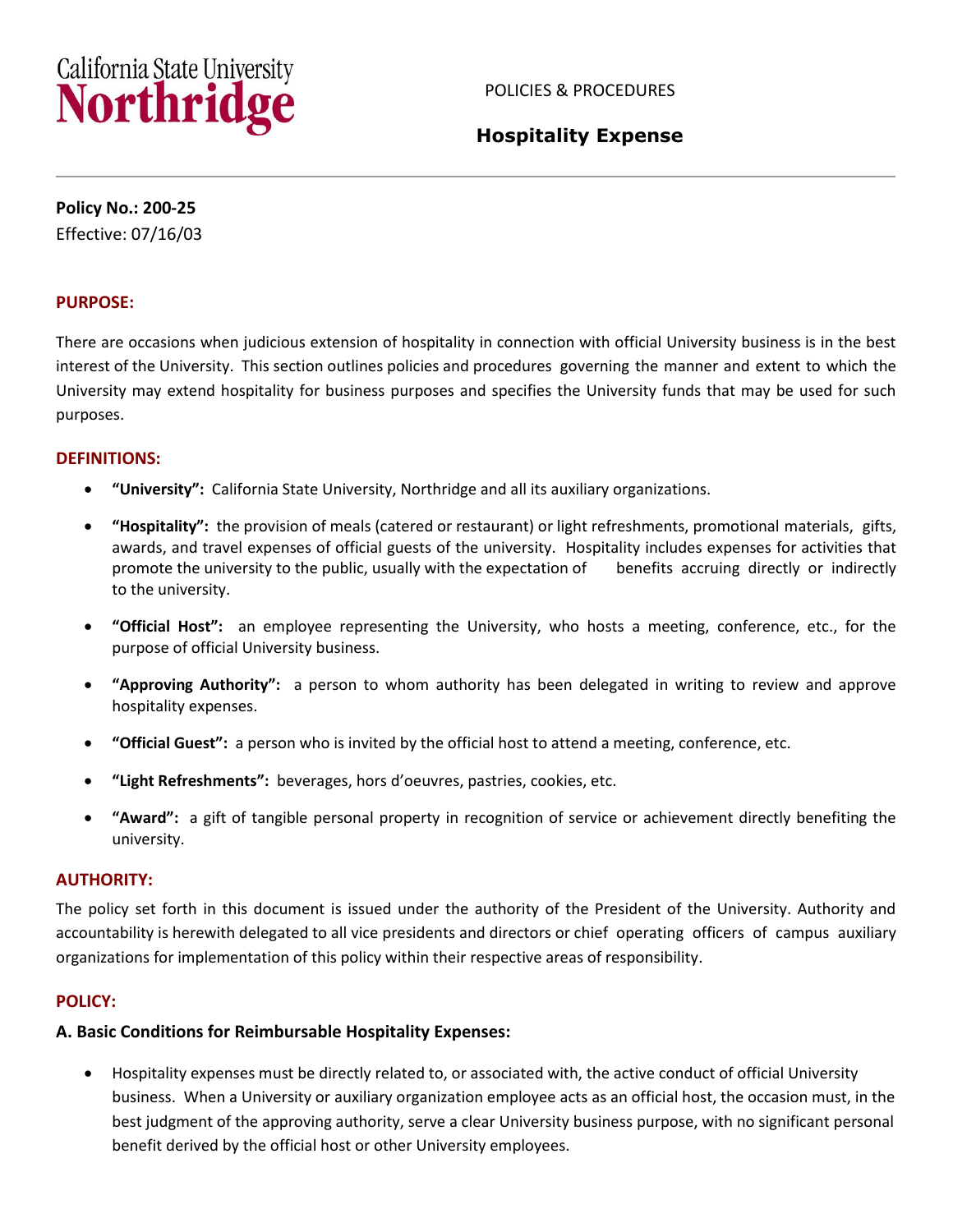California State University
# Northridge

POLICIES & PROCEDURES

## Hospitality Expense

**Policy No.: 200-25**
Effective: 07/16/03

### PURPOSE:

There are occasions when judicious extension of hospitality in connection with official University business is in the best interest of the University. This section outlines policies and procedures governing the manner and extent to which the University may extend hospitality for business purposes and specifies the University funds that may be used for such purposes.

### DEFINITIONS:

- **"University":** California State University, Northridge and all its auxiliary organizations.
- **"Hospitality":** the provision of meals (catered or restaurant) or light refreshments, promotional materials, gifts, awards, and travel expenses of official guests of the university. Hospitality includes expenses for activities that promote the university to the public, usually with the expectation of benefits accruing directly or indirectly to the university.
- **"Official Host":** an employee representing the University, who hosts a meeting, conference, etc., for the purpose of official University business.
- **"Approving Authority":** a person to whom authority has been delegated in writing to review and approve hospitality expenses.
- **"Official Guest":** a person who is invited by the official host to attend a meeting, conference, etc.
- **"Light Refreshments":** beverages, hors d'oeuvres, pastries, cookies, etc.
- **"Award":** a gift of tangible personal property in recognition of service or achievement directly benefiting the university.

### AUTHORITY:

The policy set forth in this document is issued under the authority of the President of the University. Authority and accountability is herewith delegated to all vice presidents and directors or chief operating officers of campus auxiliary organizations for implementation of this policy within their respective areas of responsibility.

### POLICY:

#### A. Basic Conditions for Reimbursable Hospitality Expenses:

- Hospitality expenses must be directly related to, or associated with, the active conduct of official University business. When a University or auxiliary organization employee acts as an official host, the occasion must, in the best judgment of the approving authority, serve a clear University business purpose, with no significant personal benefit derived by the official host or other University employees.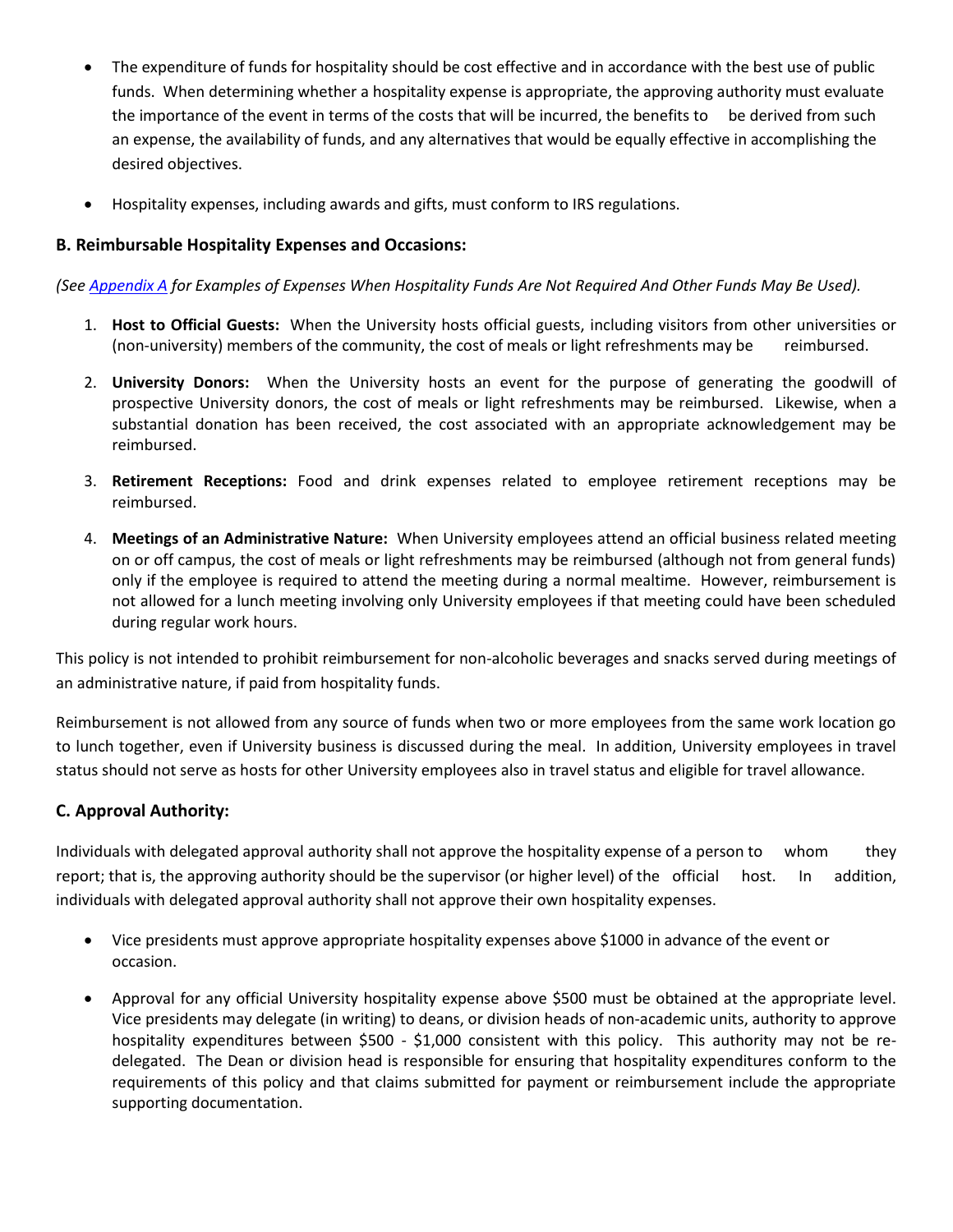- The expenditure of funds for hospitality should be cost effective and in accordance with the best use of public funds. When determining whether a hospitality expense is appropriate, the approving authority must evaluate the importance of the event in terms of the costs that will be incurred, the benefits to be derived from such an expense, the availability of funds, and any alternatives that would be equally effective in accomplishing the desired objectives.
- Hospitality expenses, including awards and gifts, must conform to IRS regulations.

### B. Reimbursable Hospitality Expenses and Occasions:

*(See Appendix A for Examples of Expenses When Hospitality Funds Are Not Required And Other Funds May Be Used).*

1. **Host to Official Guests:** When the University hosts official guests, including visitors from other universities or (non-university) members of the community, the cost of meals or light refreshments may be reimbursed.
2. **University Donors:** When the University hosts an event for the purpose of generating the goodwill of prospective University donors, the cost of meals or light refreshments may be reimbursed. Likewise, when a substantial donation has been received, the cost associated with an appropriate acknowledgement may be reimbursed.
3. **Retirement Receptions:** Food and drink expenses related to employee retirement receptions may be reimbursed.
4. **Meetings of an Administrative Nature:** When University employees attend an official business related meeting on or off campus, the cost of meals or light refreshments may be reimbursed (although not from general funds) only if the employee is required to attend the meeting during a normal mealtime. However, reimbursement is not allowed for a lunch meeting involving only University employees if that meeting could have been scheduled during regular work hours.

This policy is not intended to prohibit reimbursement for non-alcoholic beverages and snacks served during meetings of an administrative nature, if paid from hospitality funds.

Reimbursement is not allowed from any source of funds when two or more employees from the same work location go to lunch together, even if University business is discussed during the meal. In addition, University employees in travel status should not serve as hosts for other University employees also in travel status and eligible for travel allowance.

### C. Approval Authority:

Individuals with delegated approval authority shall not approve the hospitality expense of a person to whom they report; that is, the approving authority should be the supervisor (or higher level) of the official host. In addition, individuals with delegated approval authority shall not approve their own hospitality expenses.

- Vice presidents must approve appropriate hospitality expenses above $1000 in advance of the event or occasion.
- Approval for any official University hospitality expense above $500 must be obtained at the appropriate level. Vice presidents may delegate (in writing) to deans, or division heads of non-academic units, authority to approve hospitality expenditures between $500 - $1,000 consistent with this policy. This authority may not be re-delegated. The Dean or division head is responsible for ensuring that hospitality expenditures conform to the requirements of this policy and that claims submitted for payment or reimbursement include the appropriate supporting documentation.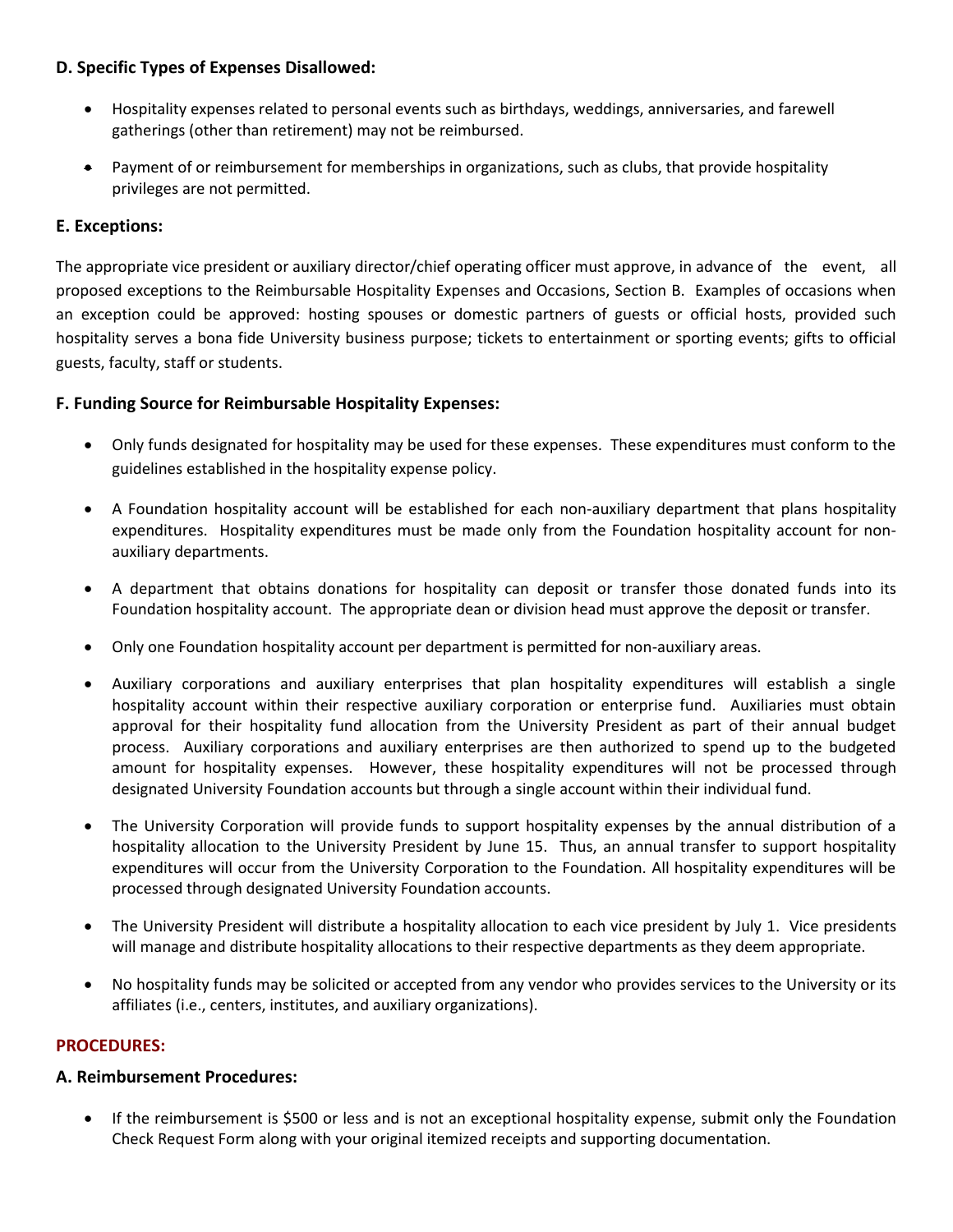### D. Specific Types of Expenses Disallowed:

- Hospitality expenses related to personal events such as birthdays, weddings, anniversaries, and farewell gatherings (other than retirement) may not be reimbursed.
- Payment of or reimbursement for memberships in organizations, such as clubs, that provide hospitality privileges are not permitted.

### E. Exceptions:

The appropriate vice president or auxiliary director/chief operating officer must approve, in advance of the event, all proposed exceptions to the Reimbursable Hospitality Expenses and Occasions, Section B. Examples of occasions when an exception could be approved: hosting spouses or domestic partners of guests or official hosts, provided such hospitality serves a bona fide University business purpose; tickets to entertainment or sporting events; gifts to official guests, faculty, staff or students.

### F. Funding Source for Reimbursable Hospitality Expenses:

- Only funds designated for hospitality may be used for these expenses. These expenditures must conform to the guidelines established in the hospitality expense policy.
- A Foundation hospitality account will be established for each non-auxiliary department that plans hospitality expenditures. Hospitality expenditures must be made only from the Foundation hospitality account for non-auxiliary departments.
- A department that obtains donations for hospitality can deposit or transfer those donated funds into its Foundation hospitality account. The appropriate dean or division head must approve the deposit or transfer.
- Only one Foundation hospitality account per department is permitted for non-auxiliary areas.
- Auxiliary corporations and auxiliary enterprises that plan hospitality expenditures will establish a single hospitality account within their respective auxiliary corporation or enterprise fund. Auxiliaries must obtain approval for their hospitality fund allocation from the University President as part of their annual budget process. Auxiliary corporations and auxiliary enterprises are then authorized to spend up to the budgeted amount for hospitality expenses. However, these hospitality expenditures will not be processed through designated University Foundation accounts but through a single account within their individual fund.
- The University Corporation will provide funds to support hospitality expenses by the annual distribution of a hospitality allocation to the University President by June 15. Thus, an annual transfer to support hospitality expenditures will occur from the University Corporation to the Foundation. All hospitality expenditures will be processed through designated University Foundation accounts.
- The University President will distribute a hospitality allocation to each vice president by July 1. Vice presidents will manage and distribute hospitality allocations to their respective departments as they deem appropriate.
- No hospitality funds may be solicited or accepted from any vendor who provides services to the University or its affiliates (i.e., centers, institutes, and auxiliary organizations).

## PROCEDURES:

### A. Reimbursement Procedures:

- If the reimbursement is $500 or less and is not an exceptional hospitality expense, submit only the Foundation Check Request Form along with your original itemized receipts and supporting documentation.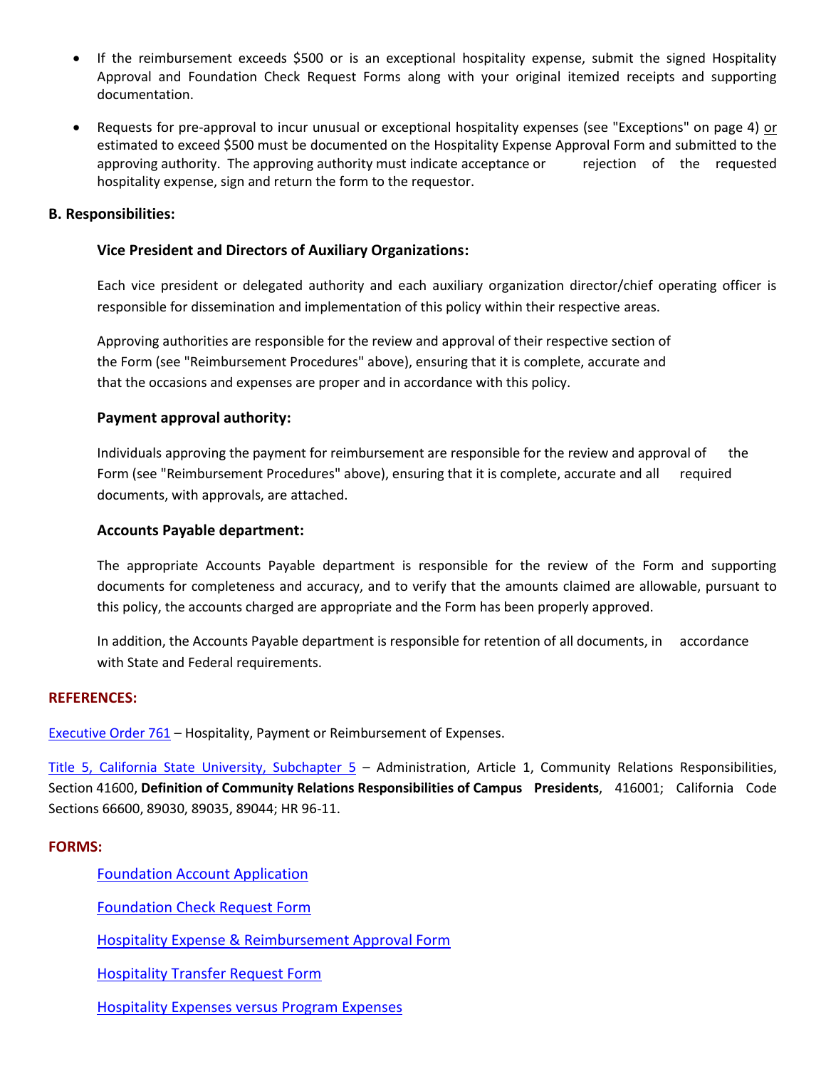- If the reimbursement exceeds $500 or is an exceptional hospitality expense, submit the signed Hospitality Approval and Foundation Check Request Forms along with your original itemized receipts and supporting documentation.
- Requests for pre-approval to incur unusual or exceptional hospitality expenses (see "Exceptions" on page 4) or estimated to exceed $500 must be documented on the Hospitality Expense Approval Form and submitted to the approving authority. The approving authority must indicate acceptance or rejection of the requested hospitality expense, sign and return the form to the requestor.

**B. Responsibilities:**

**Vice President and Directors of Auxiliary Organizations:**

Each vice president or delegated authority and each auxiliary organization director/chief operating officer is responsible for dissemination and implementation of this policy within their respective areas.

Approving authorities are responsible for the review and approval of their respective section of the Form (see "Reimbursement Procedures" above), ensuring that it is complete, accurate and that the occasions and expenses are proper and in accordance with this policy.

**Payment approval authority:**

Individuals approving the payment for reimbursement are responsible for the review and approval of the Form (see "Reimbursement Procedures" above), ensuring that it is complete, accurate and all required documents, with approvals, are attached.

**Accounts Payable department:**

The appropriate Accounts Payable department is responsible for the review of the Form and supporting documents for completeness and accuracy, and to verify that the amounts claimed are allowable, pursuant to this policy, the accounts charged are appropriate and the Form has been properly approved.

In addition, the Accounts Payable department is responsible for retention of all documents, in accordance with State and Federal requirements.

**REFERENCES:**

Executive Order 761 – Hospitality, Payment or Reimbursement of Expenses.

Title 5, California State University, Subchapter 5 – Administration, Article 1, Community Relations Responsibilities, Section 41600, **Definition of Community Relations Responsibilities of Campus Presidents**, 416001; California Code Sections 66600, 89030, 89035, 89044; HR 96-11.

**FORMS:**

Foundation Account Application

Foundation Check Request Form

Hospitality Expense & Reimbursement Approval Form

Hospitality Transfer Request Form

Hospitality Expenses versus Program Expenses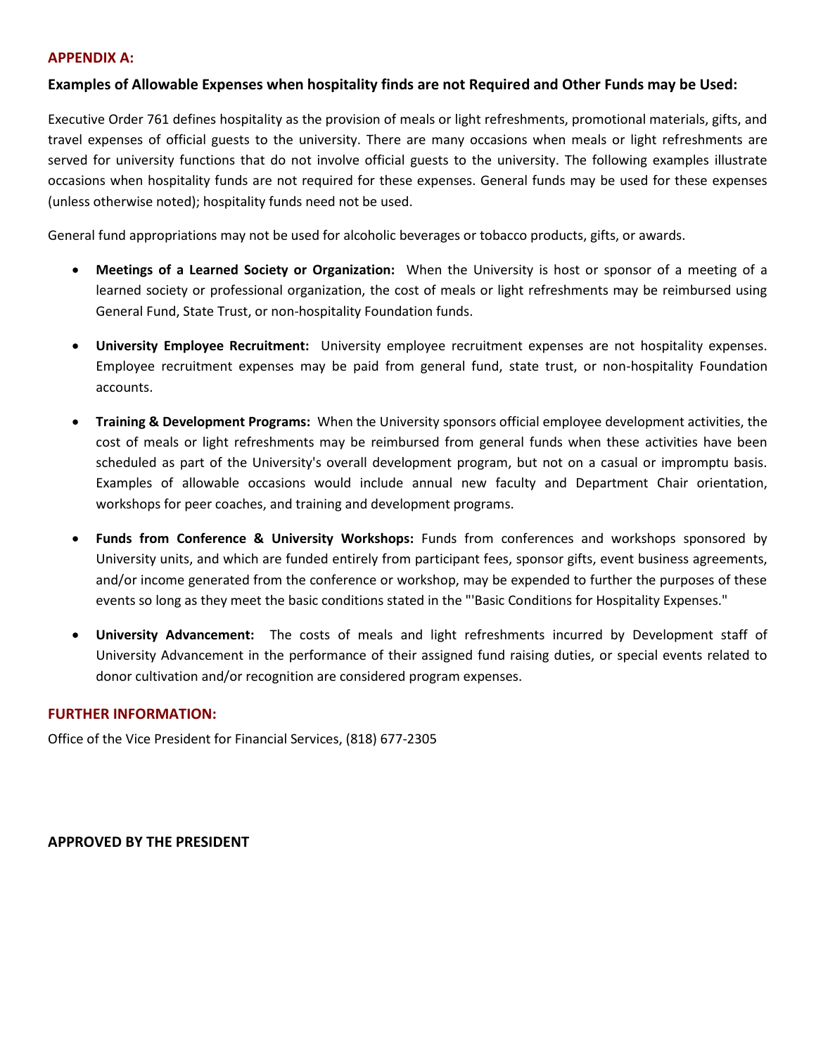## APPENDIX A:

### Examples of Allowable Expenses when hospitality finds are not Required and Other Funds may be Used:

Executive Order 761 defines hospitality as the provision of meals or light refreshments, promotional materials, gifts, and travel expenses of official guests to the university. There are many occasions when meals or light refreshments are served for university functions that do not involve official guests to the university. The following examples illustrate occasions when hospitality funds are not required for these expenses. General funds may be used for these expenses (unless otherwise noted); hospitality funds need not be used.

General fund appropriations may not be used for alcoholic beverages or tobacco products, gifts, or awards.

- **Meetings of a Learned Society or Organization:** When the University is host or sponsor of a meeting of a learned society or professional organization, the cost of meals or light refreshments may be reimbursed using General Fund, State Trust, or non-hospitality Foundation funds.
- **University Employee Recruitment:** University employee recruitment expenses are not hospitality expenses. Employee recruitment expenses may be paid from general fund, state trust, or non-hospitality Foundation accounts.
- **Training & Development Programs:** When the University sponsors official employee development activities, the cost of meals or light refreshments may be reimbursed from general funds when these activities have been scheduled as part of the University's overall development program, but not on a casual or impromptu basis. Examples of allowable occasions would include annual new faculty and Department Chair orientation, workshops for peer coaches, and training and development programs.
- **Funds from Conference & University Workshops:** Funds from conferences and workshops sponsored by University units, and which are funded entirely from participant fees, sponsor gifts, event business agreements, and/or income generated from the conference or workshop, may be expended to further the purposes of these events so long as they meet the basic conditions stated in the "'Basic Conditions for Hospitality Expenses."
- **University Advancement:** The costs of meals and light refreshments incurred by Development staff of University Advancement in the performance of their assigned fund raising duties, or special events related to donor cultivation and/or recognition are considered program expenses.

## FURTHER INFORMATION:

Office of the Vice President for Financial Services, (818) 677-2305

**APPROVED BY THE PRESIDENT**